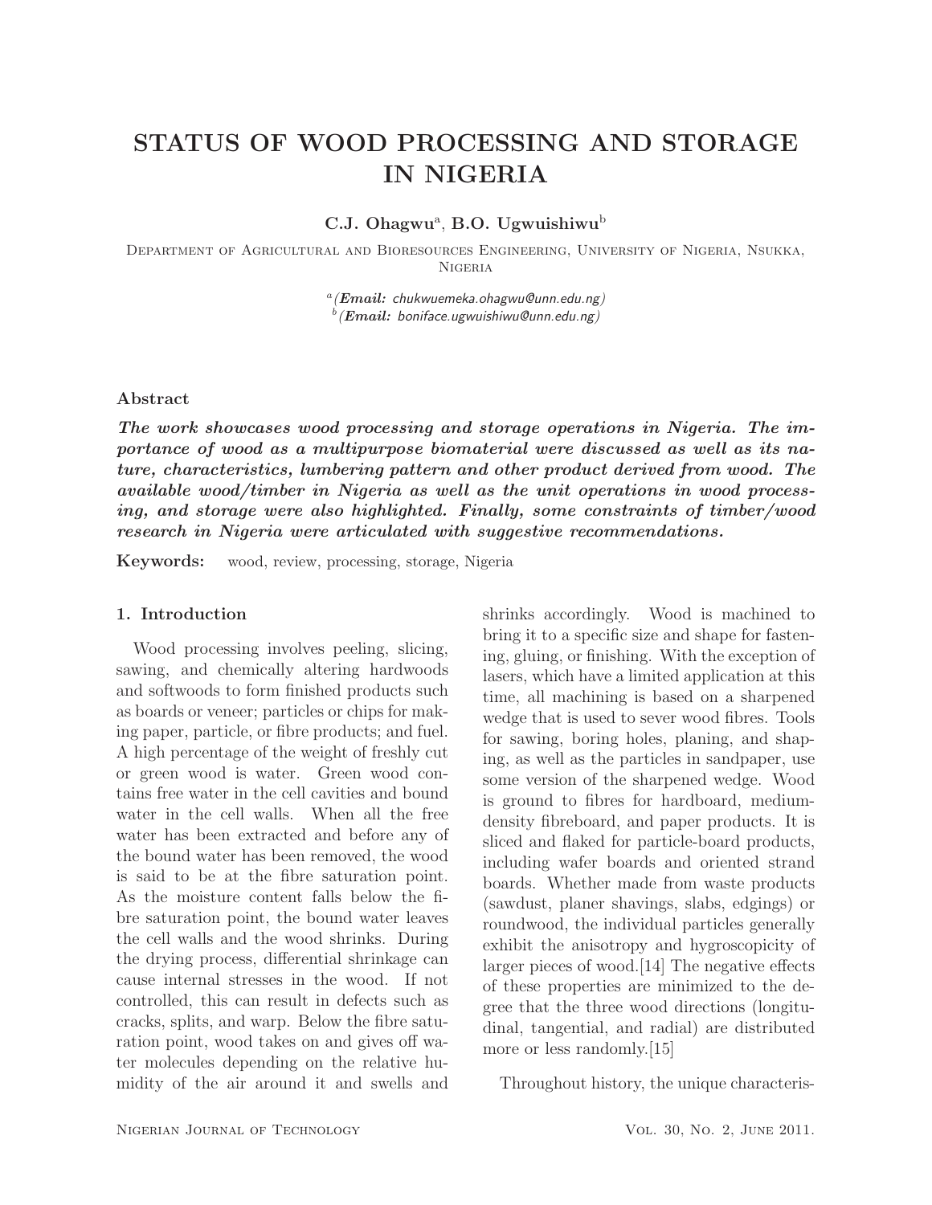# STATUS OF WOOD PROCESSING AND STORAGE IN NIGERIA

**C.J. Ohagwu**[a], **B.O. Ugwuishiwu**[b]

Department of Agricultural and Bioresources Engineering, University of Nigeria, Nsukka, Nigeria

[a]*(**Email:** chukwuemeka.ohagwu@unn.edu.ng)*
[b]*(**Email:** boniface.ugwuishiwu@unn.edu.ng)*

### Abstract

***The work showcases wood processing and storage operations in Nigeria. The importance of wood as a multipurpose biomaterial were discussed as well as its nature, characteristics, lumbering pattern and other product derived from wood. The available wood/timber in Nigeria as well as the unit operations in wood processing, and storage were also highlighted. Finally, some constraints of timber/wood research in Nigeria were articulated with suggestive recommendations.***

**Keywords:** wood, review, processing, storage, Nigeria

## 1. Introduction

Wood processing involves peeling, slicing, sawing, and chemically altering hardwoods and softwoods to form finished products such as boards or veneer; particles or chips for making paper, particle, or fibre products; and fuel. A high percentage of the weight of freshly cut or green wood is water. Green wood contains free water in the cell cavities and bound water in the cell walls. When all the free water has been extracted and before any of the bound water has been removed, the wood is said to be at the fibre saturation point. As the moisture content falls below the fibre saturation point, the bound water leaves the cell walls and the wood shrinks. During the drying process, differential shrinkage can cause internal stresses in the wood. If not controlled, this can result in defects such as cracks, splits, and warp. Below the fibre saturation point, wood takes on and gives off water molecules depending on the relative humidity of the air around it and swells and shrinks accordingly. Wood is machined to bring it to a specific size and shape for fastening, gluing, or finishing. With the exception of lasers, which have a limited application at this time, all machining is based on a sharpened wedge that is used to sever wood fibres. Tools for sawing, boring holes, planing, and shaping, as well as the particles in sandpaper, use some version of the sharpened wedge. Wood is ground to fibres for hardboard, medium-density fibreboard, and paper products. It is sliced and flaked for particle-board products, including wafer boards and oriented strand boards. Whether made from waste products (sawdust, planer shavings, slabs, edgings) or roundwood, the individual particles generally exhibit the anisotropy and hygroscopicity of larger pieces of wood.[14] The negative effects of these properties are minimized to the degree that the three wood directions (longitudinal, tangential, and radial) are distributed more or less randomly.[15]

Throughout history, the unique characteris-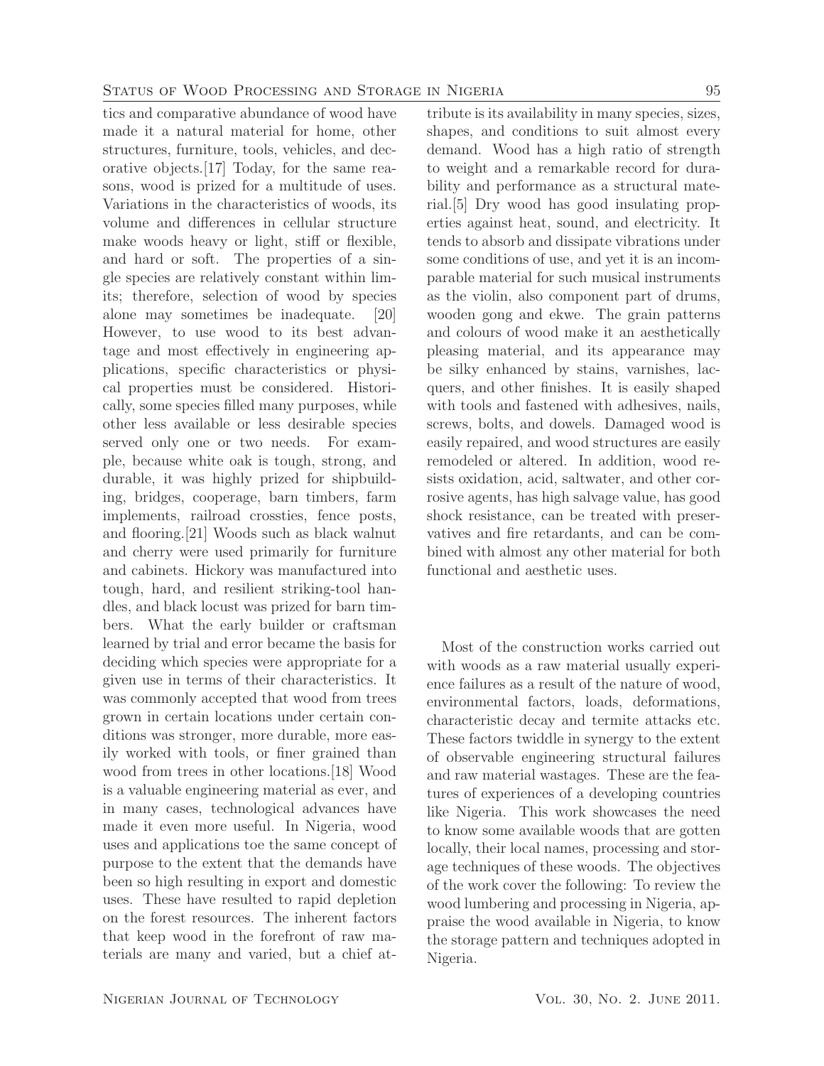tics and comparative abundance of wood have made it a natural material for home, other structures, furniture, tools, vehicles, and decorative objects.[17] Today, for the same reasons, wood is prized for a multitude of uses. Variations in the characteristics of woods, its volume and differences in cellular structure make woods heavy or light, stiff or flexible, and hard or soft. The properties of a single species are relatively constant within limits; therefore, selection of wood by species alone may sometimes be inadequate. [20] However, to use wood to its best advantage and most effectively in engineering applications, specific characteristics or physical properties must be considered. Historically, some species filled many purposes, while other less available or less desirable species served only one or two needs. For example, because white oak is tough, strong, and durable, it was highly prized for shipbuilding, bridges, cooperage, barn timbers, farm implements, railroad crossties, fence posts, and flooring.[21] Woods such as black walnut and cherry were used primarily for furniture and cabinets. Hickory was manufactured into tough, hard, and resilient striking-tool handles, and black locust was prized for barn timbers. What the early builder or craftsman learned by trial and error became the basis for deciding which species were appropriate for a given use in terms of their characteristics. It was commonly accepted that wood from trees grown in certain locations under certain conditions was stronger, more durable, more easily worked with tools, or finer grained than wood from trees in other locations.[18] Wood is a valuable engineering material as ever, and in many cases, technological advances have made it even more useful. In Nigeria, wood uses and applications toe the same concept of purpose to the extent that the demands have been so high resulting in export and domestic uses. These have resulted to rapid depletion on the forest resources. The inherent factors that keep wood in the forefront of raw materials are many and varied, but a chief attribute is its availability in many species, sizes, shapes, and conditions to suit almost every demand. Wood has a high ratio of strength to weight and a remarkable record for durability and performance as a structural material.[5] Dry wood has good insulating properties against heat, sound, and electricity. It tends to absorb and dissipate vibrations under some conditions of use, and yet it is an incomparable material for such musical instruments as the violin, also component part of drums, wooden gong and ekwe. The grain patterns and colours of wood make it an aesthetically pleasing material, and its appearance may be silky enhanced by stains, varnishes, lacquers, and other finishes. It is easily shaped with tools and fastened with adhesives, nails, screws, bolts, and dowels. Damaged wood is easily repaired, and wood structures are easily remodeled or altered. In addition, wood resists oxidation, acid, saltwater, and other corrosive agents, has high salvage value, has good shock resistance, can be treated with preservatives and fire retardants, and can be combined with almost any other material for both functional and aesthetic uses.

Most of the construction works carried out with woods as a raw material usually experience failures as a result of the nature of wood, environmental factors, loads, deformations, characteristic decay and termite attacks etc. These factors twiddle in synergy to the extent of observable engineering structural failures and raw material wastages. These are the features of experiences of a developing countries like Nigeria. This work showcases the need to know some available woods that are gotten locally, their local names, processing and storage techniques of these woods. The objectives of the work cover the following: To review the wood lumbering and processing in Nigeria, appraise the wood available in Nigeria, to know the storage pattern and techniques adopted in Nigeria.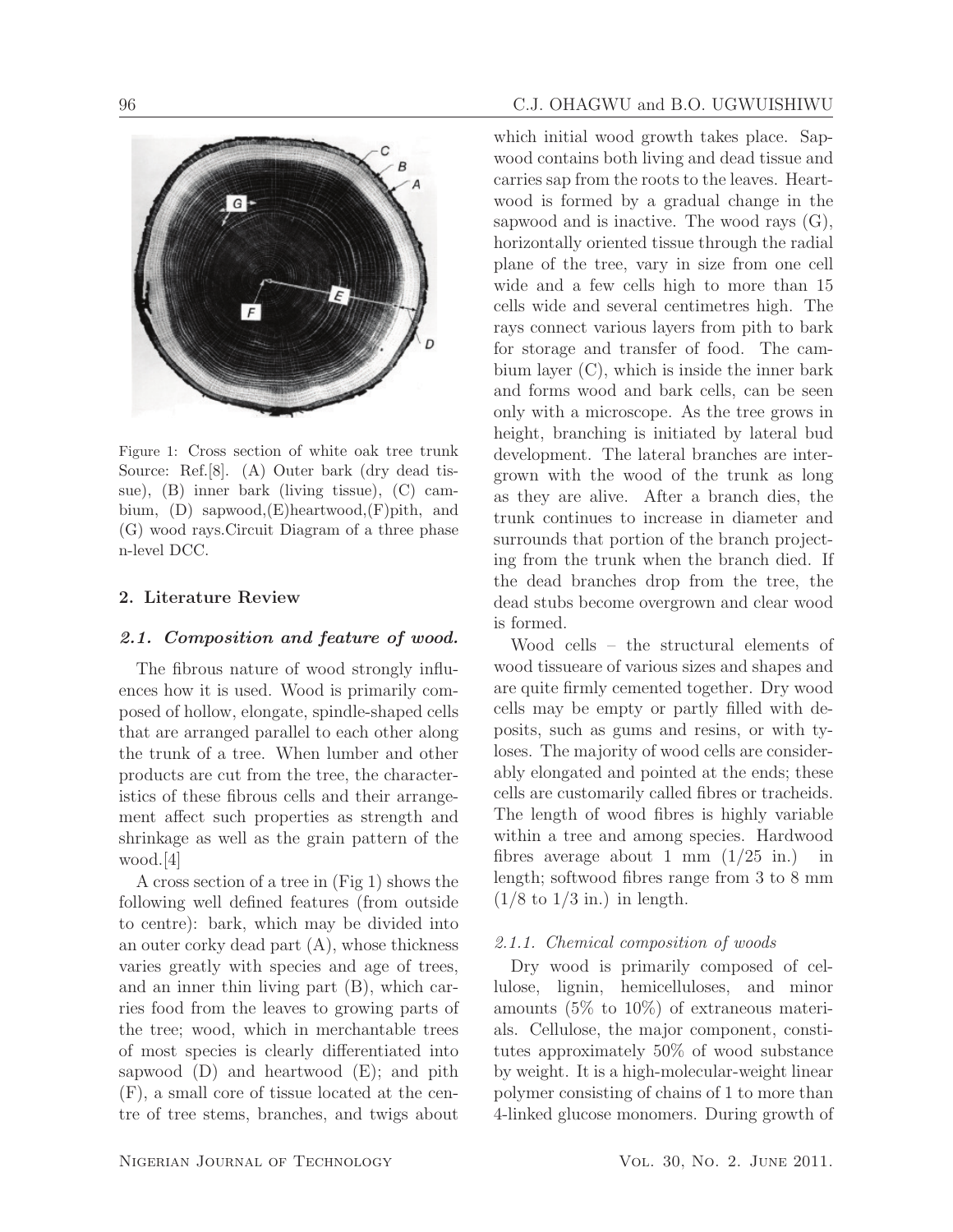Figure 1: Cross section of white oak tree trunk Source: Ref.[8]. (A) Outer bark (dry dead tissue), (B) inner bark (living tissue), (C) cambium, (D) sapwood,(E)heartwood,(F)pith, and (G) wood rays.Circuit Diagram of a three phase n-level DCC.

## 2. Literature Review

### *2.1. Composition and feature of wood.*

The fibrous nature of wood strongly influences how it is used. Wood is primarily composed of hollow, elongate, spindle-shaped cells that are arranged parallel to each other along the trunk of a tree. When lumber and other products are cut from the tree, the characteristics of these fibrous cells and their arrangement affect such properties as strength and shrinkage as well as the grain pattern of the wood.[4]

A cross section of a tree in (Fig 1) shows the following well defined features (from outside to centre): bark, which may be divided into an outer corky dead part (A), whose thickness varies greatly with species and age of trees, and an inner thin living part (B), which carries food from the leaves to growing parts of the tree; wood, which in merchantable trees of most species is clearly differentiated into sapwood (D) and heartwood (E); and pith (F), a small core of tissue located at the centre of tree stems, branches, and twigs about which initial wood growth takes place. Sapwood contains both living and dead tissue and carries sap from the roots to the leaves. Heartwood is formed by a gradual change in the sapwood and is inactive. The wood rays (G), horizontally oriented tissue through the radial plane of the tree, vary in size from one cell wide and a few cells high to more than 15 cells wide and several centimetres high. The rays connect various layers from pith to bark for storage and transfer of food. The cambium layer (C), which is inside the inner bark and forms wood and bark cells, can be seen only with a microscope. As the tree grows in height, branching is initiated by lateral bud development. The lateral branches are intergrown with the wood of the trunk as long as they are alive. After a branch dies, the trunk continues to increase in diameter and surrounds that portion of the branch projecting from the trunk when the branch died. If the dead branches drop from the tree, the dead stubs become overgrown and clear wood is formed.

Wood cells – the structural elements of wood tissueare of various sizes and shapes and are quite firmly cemented together. Dry wood cells may be empty or partly filled with deposits, such as gums and resins, or with tyloses. The majority of wood cells are considerably elongated and pointed at the ends; these cells are customarily called fibres or tracheids. The length of wood fibres is highly variable within a tree and among species. Hardwood fibres average about 1 mm (1/25 in.) in length; softwood fibres range from 3 to 8 mm (1/8 to 1/3 in.) in length.

#### *2.1.1. Chemical composition of woods*

Dry wood is primarily composed of cellulose, lignin, hemicelluloses, and minor amounts (5% to 10%) of extraneous materials. Cellulose, the major component, constitutes approximately 50% of wood substance by weight. It is a high-molecular-weight linear polymer consisting of chains of 1 to more than 4-linked glucose monomers. During growth of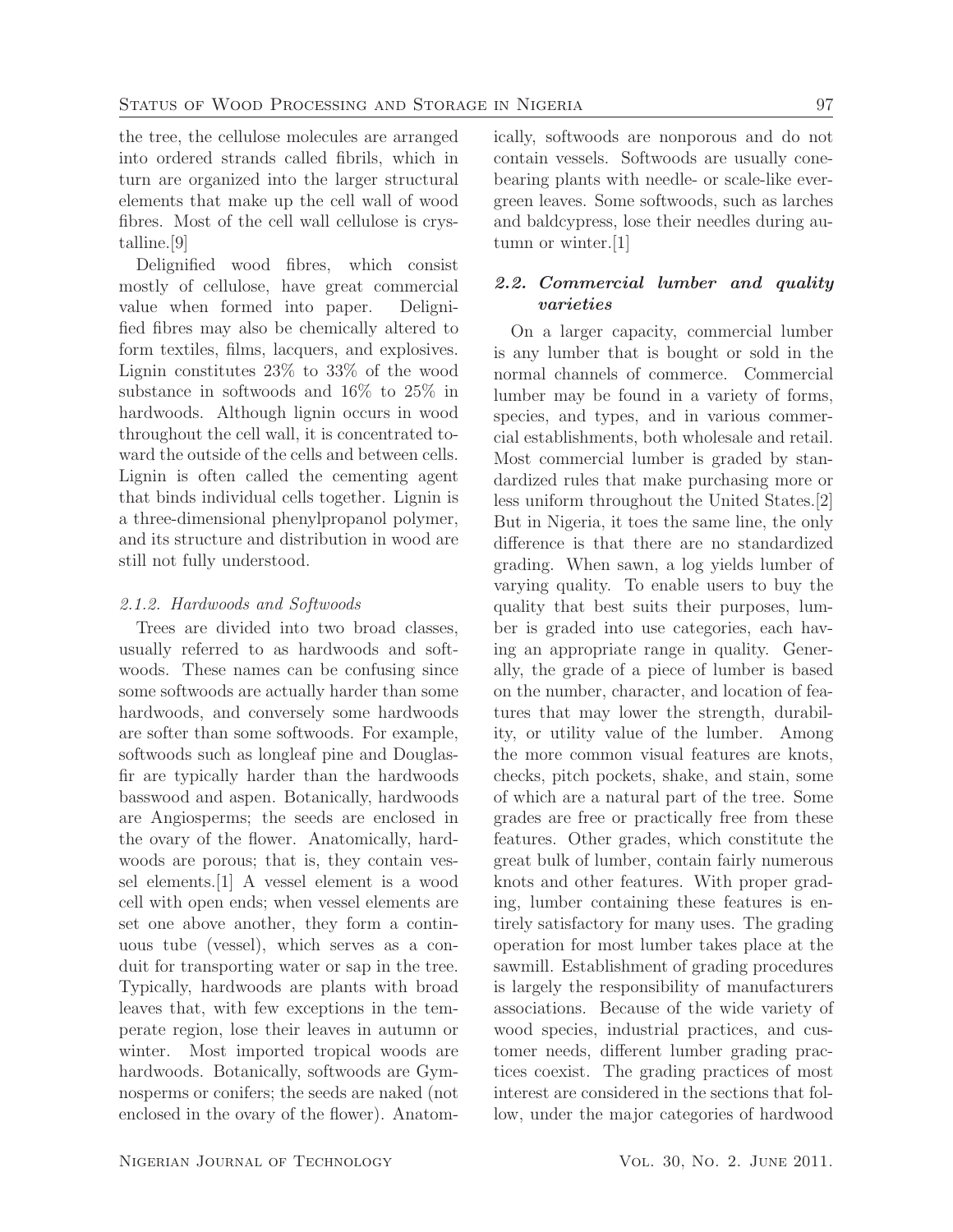the tree, the cellulose molecules are arranged into ordered strands called fibrils, which in turn are organized into the larger structural elements that make up the cell wall of wood fibres. Most of the cell wall cellulose is crystalline.[9]

Delignified wood fibres, which consist mostly of cellulose, have great commercial value when formed into paper. Delignified fibres may also be chemically altered to form textiles, films, lacquers, and explosives. Lignin constitutes 23% to 33% of the wood substance in softwoods and 16% to 25% in hardwoods. Although lignin occurs in wood throughout the cell wall, it is concentrated toward the outside of the cells and between cells. Lignin is often called the cementing agent that binds individual cells together. Lignin is a three-dimensional phenylpropanol polymer, and its structure and distribution in wood are still not fully understood.

### *2.1.2. Hardwoods and Softwoods*

Trees are divided into two broad classes, usually referred to as hardwoods and softwoods. These names can be confusing since some softwoods are actually harder than some hardwoods, and conversely some hardwoods are softer than some softwoods. For example, softwoods such as longleaf pine and Douglas-fir are typically harder than the hardwoods basswood and aspen. Botanically, hardwoods are Angiosperms; the seeds are enclosed in the ovary of the flower. Anatomically, hardwoods are porous; that is, they contain vessel elements.[1] A vessel element is a wood cell with open ends; when vessel elements are set one above another, they form a continuous tube (vessel), which serves as a conduit for transporting water or sap in the tree. Typically, hardwoods are plants with broad leaves that, with few exceptions in the temperate region, lose their leaves in autumn or winter. Most imported tropical woods are hardwoods. Botanically, softwoods are Gymnosperms or conifers; the seeds are naked (not enclosed in the ovary of the flower). Anatomically, softwoods are nonporous and do not contain vessels. Softwoods are usually cone-bearing plants with needle- or scale-like evergreen leaves. Some softwoods, such as larches and baldcypress, lose their needles during autumn or winter.[1]

## *2.2. Commercial lumber and quality varieties*

On a larger capacity, commercial lumber is any lumber that is bought or sold in the normal channels of commerce. Commercial lumber may be found in a variety of forms, species, and types, and in various commercial establishments, both wholesale and retail. Most commercial lumber is graded by standardized rules that make purchasing more or less uniform throughout the United States.[2] But in Nigeria, it toes the same line, the only difference is that there are no standardized grading. When sawn, a log yields lumber of varying quality. To enable users to buy the quality that best suits their purposes, lumber is graded into use categories, each having an appropriate range in quality. Generally, the grade of a piece of lumber is based on the number, character, and location of features that may lower the strength, durability, or utility value of the lumber. Among the more common visual features are knots, checks, pitch pockets, shake, and stain, some of which are a natural part of the tree. Some grades are free or practically free from these features. Other grades, which constitute the great bulk of lumber, contain fairly numerous knots and other features. With proper grading, lumber containing these features is entirely satisfactory for many uses. The grading operation for most lumber takes place at the sawmill. Establishment of grading procedures is largely the responsibility of manufacturers associations. Because of the wide variety of wood species, industrial practices, and customer needs, different lumber grading practices coexist. The grading practices of most interest are considered in the sections that follow, under the major categories of hardwood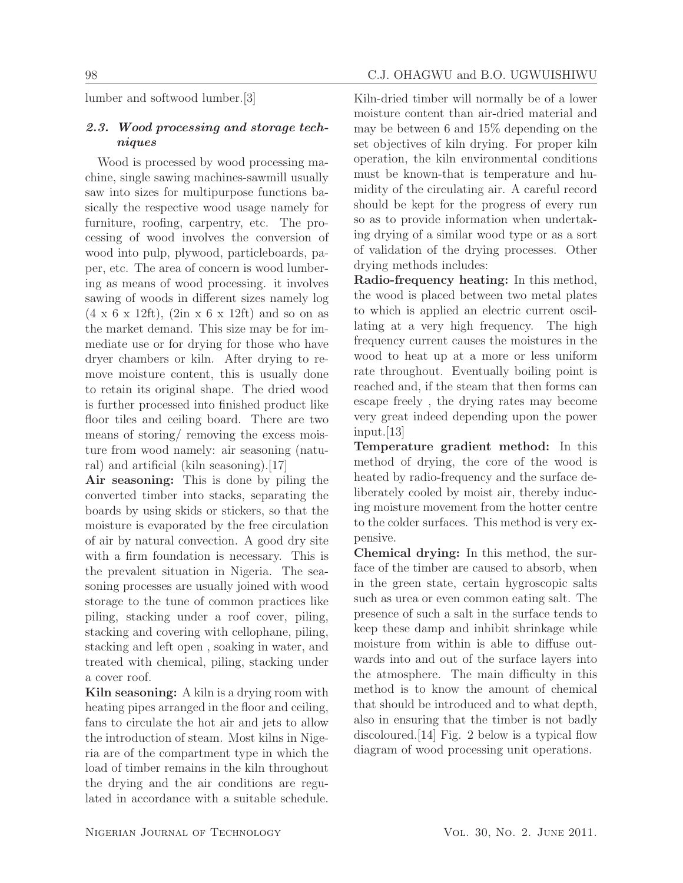lumber and softwood lumber.[3]

### 2.3. Wood processing and storage techniques

Wood is processed by wood processing machine, single sawing machines-sawmill usually saw into sizes for multipurpose functions basically the respective wood usage namely for furniture, roofing, carpentry, etc. The processing of wood involves the conversion of wood into pulp, plywood, particleboards, paper, etc. The area of concern is wood lumbering as means of wood processing. it involves sawing of woods in different sizes namely log (4 x 6 x 12ft), (2in x 6 x 12ft) and so on as the market demand. This size may be for immediate use or for drying for those who have dryer chambers or kiln. After drying to remove moisture content, this is usually done to retain its original shape. The dried wood is further processed into finished product like floor tiles and ceiling board. There are two means of storing/ removing the excess moisture from wood namely: air seasoning (natural) and artificial (kiln seasoning).[17]

**Air seasoning:** This is done by piling the converted timber into stacks, separating the boards by using skids or stickers, so that the moisture is evaporated by the free circulation of air by natural convection. A good dry site with a firm foundation is necessary. This is the prevalent situation in Nigeria. The seasoning processes are usually joined with wood storage to the tune of common practices like piling, stacking under a roof cover, piling, stacking and covering with cellophane, piling, stacking and left open , soaking in water, and treated with chemical, piling, stacking under a cover roof.

**Kiln seasoning:** A kiln is a drying room with heating pipes arranged in the floor and ceiling, fans to circulate the hot air and jets to allow the introduction of steam. Most kilns in Nigeria are of the compartment type in which the load of timber remains in the kiln throughout the drying and the air conditions are regulated in accordance with a suitable schedule. Kiln-dried timber will normally be of a lower moisture content than air-dried material and may be between 6 and 15% depending on the set objectives of kiln drying. For proper kiln operation, the kiln environmental conditions must be known-that is temperature and humidity of the circulating air. A careful record should be kept for the progress of every run so as to provide information when undertaking drying of a similar wood type or as a sort of validation of the drying processes. Other drying methods includes:

**Radio-frequency heating:** In this method, the wood is placed between two metal plates to which is applied an electric current oscillating at a very high frequency. The high frequency current causes the moistures in the wood to heat up at a more or less uniform rate throughout. Eventually boiling point is reached and, if the steam that then forms can escape freely , the drying rates may become very great indeed depending upon the power input.[13]

**Temperature gradient method:** In this method of drying, the core of the wood is heated by radio-frequency and the surface deliberately cooled by moist air, thereby inducing moisture movement from the hotter centre to the colder surfaces. This method is very expensive.

**Chemical drying:** In this method, the surface of the timber are caused to absorb, when in the green state, certain hygroscopic salts such as urea or even common eating salt. The presence of such a salt in the surface tends to keep these damp and inhibit shrinkage while moisture from within is able to diffuse outwards into and out of the surface layers into the atmosphere. The main difficulty in this method is to know the amount of chemical that should be introduced and to what depth, also in ensuring that the timber is not badly discoloured.[14] Fig. 2 below is a typical flow diagram of wood processing unit operations.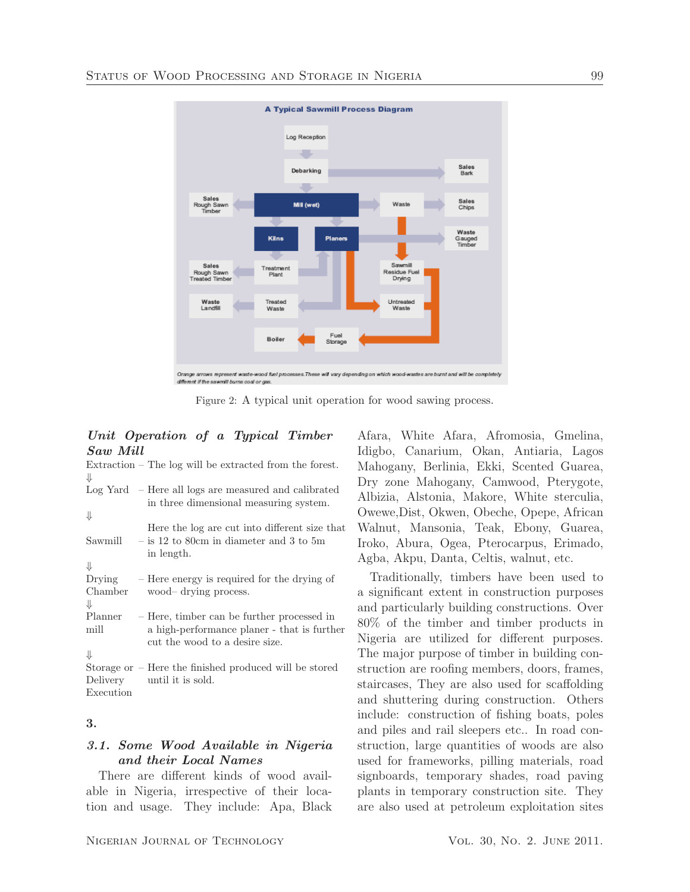Figure 2: A typical unit operation for wood sawing process.

### *Unit Operation of a Typical Timber Saw Mill*

Extraction – The log will be extracted from the forest.

⇓

Log Yard – Here all logs are measured and calibrated in three dimensional measuring system.

⇓

Sawmill – Here the log are cut into different size that is 12 to 80cm in diameter and 3 to 5m in length.

⇓

Drying Chamber – Here energy is required for the drying of wood– drying process.

⇓

Planner mill – Here, timber can be further processed in a high-performance planer - that is further cut the wood to a desire size.

⇓

Storage or Delivery Execution – Here the finished produced will be stored until it is sold.

## 3.

### *3.1. Some Wood Available in Nigeria and their Local Names*

There are different kinds of wood available in Nigeria, irrespective of their location and usage. They include: Apa, Black Afara, White Afara, Afromosia, Gmelina, Idigbo, Canarium, Okan, Antiaria, Lagos Mahogany, Berlinia, Ekki, Scented Guarea, Dry zone Mahogany, Camwood, Pterygote, Albizia, Alstonia, Makore, White sterculia, Owewe,Dist, Okwen, Obeche, Opepe, African Walnut, Mansonia, Teak, Ebony, Guarea, Iroko, Abura, Ogea, Pterocarpus, Erimado, Agba, Akpu, Danta, Celtis, walnut, etc.

Traditionally, timbers have been used to a significant extent in construction purposes and particularly building constructions. Over 80% of the timber and timber products in Nigeria are utilized for different purposes. The major purpose of timber in building construction are roofing members, doors, frames, staircases, They are also used for scaffolding and shuttering during construction. Others include: construction of fishing boats, poles and piles and rail sleepers etc.. In road construction, large quantities of woods are also used for frameworks, pilling materials, road signboards, temporary shades, road paving plants in temporary construction site. They are also used at petroleum exploitation sites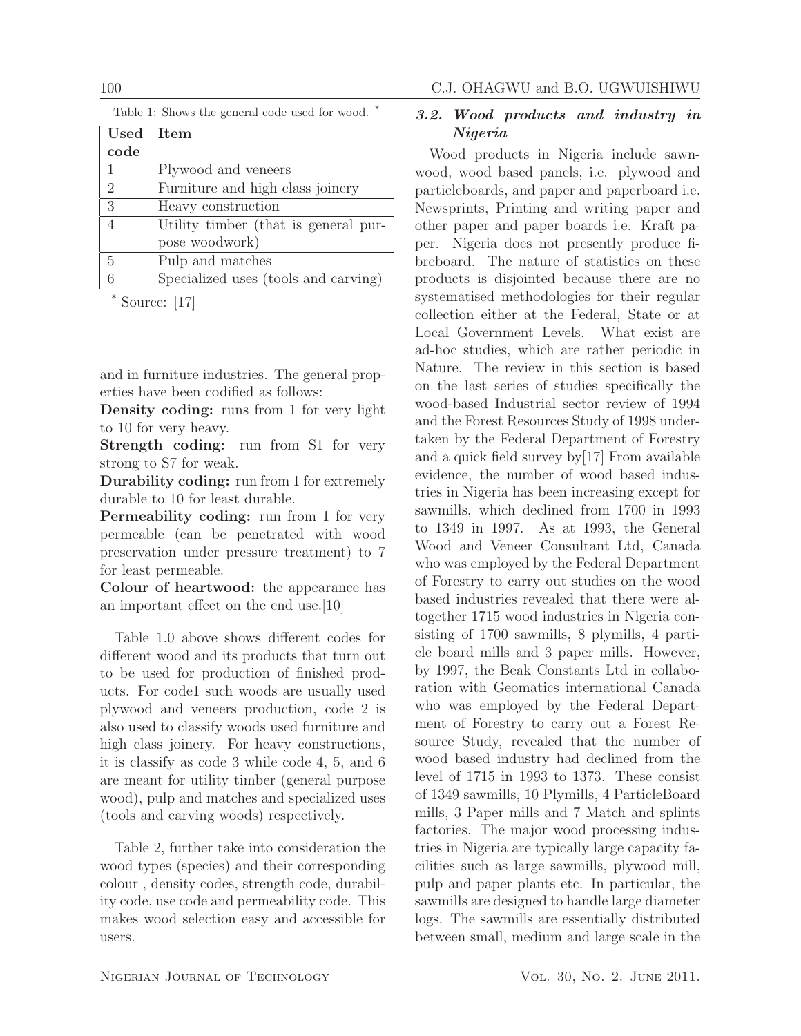Table 1: Shows the general code used for wood. *

| Used code | Item |
|---|---|
| 1 | Plywood and veneers |
| 2 | Furniture and high class joinery |
| 3 | Heavy construction |
| 4 | Utility timber (that is general purpose woodwork) |
| 5 | Pulp and matches |
| 6 | Specialized uses (tools and carving) |

* Source: [17]

and in furniture industries. The general properties have been codified as follows:

**Density coding:** runs from 1 for very light to 10 for very heavy.

**Strength coding:** run from S1 for very strong to S7 for weak.

**Durability coding:** run from 1 for extremely durable to 10 for least durable.

**Permeability coding:** run from 1 for very permeable (can be penetrated with wood preservation under pressure treatment) to 7 for least permeable.

**Colour of heartwood:** the appearance has an important effect on the end use.[10]

Table 1.0 above shows different codes for different wood and its products that turn out to be used for production of finished products. For code1 such woods are usually used plywood and veneers production, code 2 is also used to classify woods used furniture and high class joinery. For heavy constructions, it is classify as code 3 while code 4, 5, and 6 are meant for utility timber (general purpose wood), pulp and matches and specialized uses (tools and carving woods) respectively.

Table 2, further take into consideration the wood types (species) and their corresponding colour , density codes, strength code, durability code, use code and permeability code. This makes wood selection easy and accessible for users.

### *3.2. Wood products and industry in Nigeria*

Wood products in Nigeria include sawnwood, wood based panels, i.e. plywood and particleboards, and paper and paperboard i.e. Newsprints, Printing and writing paper and other paper and paper boards i.e. Kraft paper. Nigeria does not presently produce fibreboard. The nature of statistics on these products is disjointed because there are no systematised methodologies for their regular collection either at the Federal, State or at Local Government Levels. What exist are ad-hoc studies, which are rather periodic in Nature. The review in this section is based on the last series of studies specifically the wood-based Industrial sector review of 1994 and the Forest Resources Study of 1998 undertaken by the Federal Department of Forestry and a quick field survey by[17] From available evidence, the number of wood based industries in Nigeria has been increasing except for sawmills, which declined from 1700 in 1993 to 1349 in 1997. As at 1993, the General Wood and Veneer Consultant Ltd, Canada who was employed by the Federal Department of Forestry to carry out studies on the wood based industries revealed that there were altogether 1715 wood industries in Nigeria consisting of 1700 sawmills, 8 plymills, 4 particle board mills and 3 paper mills. However, by 1997, the Beak Constants Ltd in collaboration with Geomatics international Canada who was employed by the Federal Department of Forestry to carry out a Forest Resource Study, revealed that the number of wood based industry had declined from the level of 1715 in 1993 to 1373. These consist of 1349 sawmills, 10 Plymills, 4 ParticleBoard mills, 3 Paper mills and 7 Match and splints factories. The major wood processing industries in Nigeria are typically large capacity facilities such as large sawmills, plywood mill, pulp and paper plants etc. In particular, the sawmills are designed to handle large diameter logs. The sawmills are essentially distributed between small, medium and large scale in the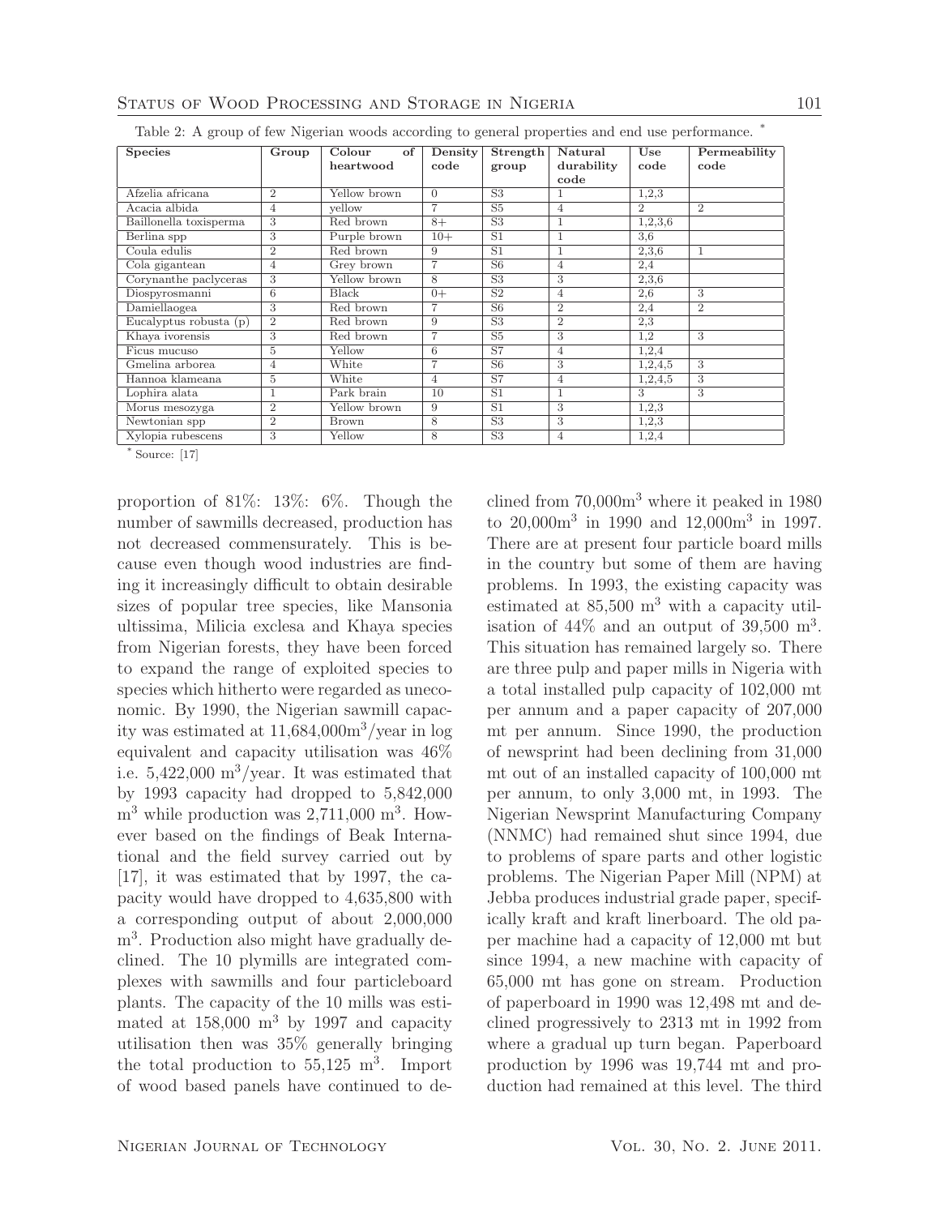Table 2: A group of few Nigerian woods according to general properties and end use performance. *

| Species | Group | Colour of heartwood | Density code | Strength group | Natural durability code | Use code | Permeability code |
|---|---|---|---|---|---|---|---|
| Afzelia africana | 2 | Yellow brown | 0 | S3 | 1 | 1,2,3 | |
| Acacia albida | 4 | yellow | 7 | S5 | 4 | 2 | 2 |
| Baillonella toxisperma | 3 | Red brown | 8+ | S3 | 1 | 1,2,3,6 | |
| Berlina spp | 3 | Purple brown | 10+ | S1 | 1 | 3,6 | |
| Coula edulis | 2 | Red brown | 9 | S1 | 1 | 2,3,6 | 1 |
| Cola gigantean | 4 | Grey brown | 7 | S6 | 4 | 2,4 | |
| Corynanthe paclyceras | 3 | Yellow brown | 8 | S3 | 3 | 2,3,6 | |
| Diospyrosmanni | 6 | Black | 0+ | S2 | 4 | 2,6 | 3 |
| Damiellaogea | 3 | Red brown | 7 | S6 | 2 | 2,4 | 2 |
| Eucalyptus robusta (p) | 2 | Red brown | 9 | S3 | 2 | 2,3 | |
| Khaya ivorensis | 3 | Red brown | 7 | S5 | 3 | 1,2 | 3 |
| Ficus mucuso | 5 | Yellow | 6 | S7 | 4 | 1,2,4 | |
| Gmelina arborea | 4 | White | 7 | S6 | 3 | 1,2,4,5 | 3 |
| Hannoa klameana | 5 | White | 4 | S7 | 4 | 1,2,4,5 | 3 |
| Lophira alata | 1 | Park brain | 10 | S1 | 1 | 3 | 3 |
| Morus mesozyga | 2 | Yellow brown | 9 | S1 | 3 | 1,2,3 | |
| Newtonian spp | 2 | Brown | 8 | S3 | 3 | 1,2,3 | |
| Xylopia rubescens | 3 | Yellow | 8 | S3 | 4 | 1,2,4 | |

* Source: [17]

proportion of 81%: 13%: 6%. Though the number of sawmills decreased, production has not decreased commensurately. This is because even though wood industries are finding it increasingly difficult to obtain desirable sizes of popular tree species, like Mansonia ultissima, Milicia exclesa and Khaya species from Nigerian forests, they have been forced to expand the range of exploited species to species which hitherto were regarded as uneconomic. By 1990, the Nigerian sawmill capacity was estimated at 11,684,000m$^3$/year in log equivalent and capacity utilisation was 46% i.e. 5,422,000 m$^3$/year. It was estimated that by 1993 capacity had dropped to 5,842,000 m$^3$ while production was 2,711,000 m$^3$. However based on the findings of Beak International and the field survey carried out by [17], it was estimated that by 1997, the capacity would have dropped to 4,635,800 with a corresponding output of about 2,000,000 m$^3$. Production also might have gradually declined. The 10 plymills are integrated complexes with sawmills and four particleboard plants. The capacity of the 10 mills was estimated at 158,000 m$^3$ by 1997 and capacity utilisation then was 35% generally bringing the total production to 55,125 m$^3$. Import of wood based panels have continued to declined from 70,000m$^3$ where it peaked in 1980 to 20,000m$^3$ in 1990 and 12,000m$^3$ in 1997. There are at present four particle board mills in the country but some of them are having problems. In 1993, the existing capacity was estimated at 85,500 m$^3$ with a capacity utilisation of 44% and an output of 39,500 m$^3$. This situation has remained largely so. There are three pulp and paper mills in Nigeria with a total installed pulp capacity of 102,000 mt per annum and a paper capacity of 207,000 mt per annum. Since 1990, the production of newsprint had been declining from 31,000 mt out of an installed capacity of 100,000 mt per annum, to only 3,000 mt, in 1993. The Nigerian Newsprint Manufacturing Company (NNMC) had remained shut since 1994, due to problems of spare parts and other logistic problems. The Nigerian Paper Mill (NPM) at Jebba produces industrial grade paper, specifically kraft and kraft linerboard. The old paper machine had a capacity of 12,000 mt but since 1994, a new machine with capacity of 65,000 mt has gone on stream. Production of paperboard in 1990 was 12,498 mt and declined progressively to 2313 mt in 1992 from where a gradual up turn began. Paperboard production by 1996 was 19,744 mt and production had remained at this level. The third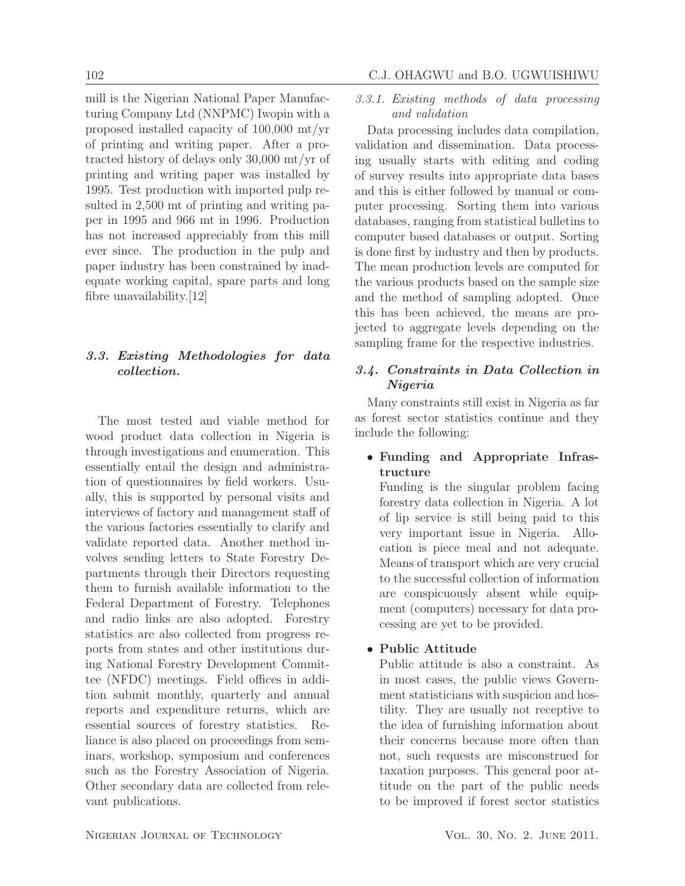mill is the Nigerian National Paper Manufacturing Company Ltd (NNPMC) Iwopin with a proposed installed capacity of 100,000 mt/yr of printing and writing paper. After a protracted history of delays only 30,000 mt/yr of printing and writing paper was installed by 1995. Test production with imported pulp resulted in 2,500 mt of printing and writing paper in 1995 and 966 mt in 1996. Production has not increased appreciably from this mill ever since. The production in the pulp and paper industry has been constrained by inadequate working capital, spare parts and long fibre unavailability.[12]

### *3.3. Existing Methodologies for data collection.*

The most tested and viable method for wood product data collection in Nigeria is through investigations and enumeration. This essentially entail the design and administration of questionnaires by field workers. Usually, this is supported by personal visits and interviews of factory and management staff of the various factories essentially to clarify and validate reported data. Another method involves sending letters to State Forestry Departments through their Directors requesting them to furnish available information to the Federal Department of Forestry. Telephones and radio links are also adopted. Forestry statistics are also collected from progress reports from states and other institutions during National Forestry Development Committee (NFDC) meetings. Field offices in addition submit monthly, quarterly and annual reports and expenditure returns, which are essential sources of forestry statistics. Reliance is also placed on proceedings from seminars, workshop, symposium and conferences such as the Forestry Association of Nigeria. Other secondary data are collected from relevant publications.

#### *3.3.1. Existing methods of data processing and validation*

Data processing includes data compilation, validation and dissemination. Data processing usually starts with editing and coding of survey results into appropriate data bases and this is either followed by manual or computer processing. Sorting them into various databases, ranging from statistical bulletins to computer based databases or output. Sorting is done first by industry and then by products. The mean production levels are computed for the various products based on the sample size and the method of sampling adopted. Once this has been achieved, the means are projected to aggregate levels depending on the sampling frame for the respective industries.

### *3.4. Constraints in Data Collection in Nigeria*

Many constraints still exist in Nigeria as far as forest sector statistics continue and they include the following:

- **Funding and Appropriate Infrastructure**
  Funding is the singular problem facing forestry data collection in Nigeria. A lot of lip service is still being paid to this very important issue in Nigeria. Allocation is piece meal and not adequate. Means of transport which are very crucial to the successful collection of information are conspicuously absent while equipment (computers) necessary for data processing are yet to be provided.

- **Public Attitude**
  Public attitude is also a constraint. As in most cases, the public views Government statisticians with suspicion and hostility. They are usually not receptive to the idea of furnishing information about their concerns because more often than not, such requests are misconstrued for taxation purposes. This general poor attitude on the part of the public needs to be improved if forest sector statistics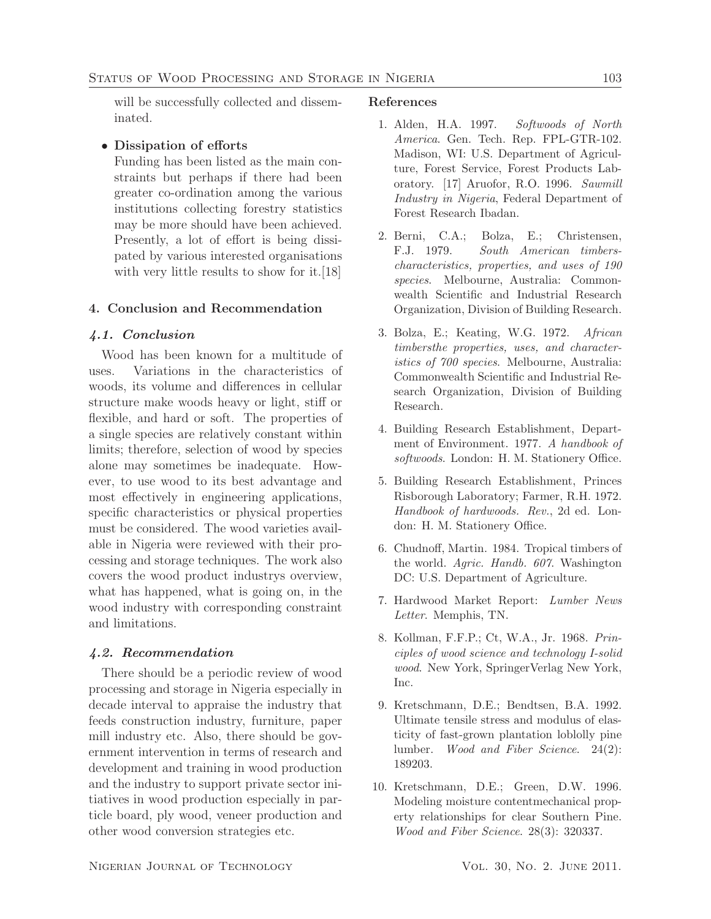will be successfully collected and disseminated.

- **Dissipation of efforts**

  Funding has been listed as the main constraints but perhaps if there had been greater co-ordination among the various institutions collecting forestry statistics may be more should have been achieved. Presently, a lot of effort is being dissipated by various interested organisations with very little results to show for it.[18]

## 4. Conclusion and Recommendation

### *4.1. Conclusion*

Wood has been known for a multitude of uses. Variations in the characteristics of woods, its volume and differences in cellular structure make woods heavy or light, stiff or flexible, and hard or soft. The properties of a single species are relatively constant within limits; therefore, selection of wood by species alone may sometimes be inadequate. However, to use wood to its best advantage and most effectively in engineering applications, specific characteristics or physical properties must be considered. The wood varieties available in Nigeria were reviewed with their processing and storage techniques. The work also covers the wood product industrys overview, what has happened, what is going on, in the wood industry with corresponding constraint and limitations.

### *4.2. Recommendation*

There should be a periodic review of wood processing and storage in Nigeria especially in decade interval to appraise the industry that feeds construction industry, furniture, paper mill industry etc. Also, there should be government intervention in terms of research and development and training in wood production and the industry to support private sector initiatives in wood production especially in particle board, ply wood, veneer production and other wood conversion strategies etc.

## References

1. Alden, H.A. 1997. *Softwoods of North America*. Gen. Tech. Rep. FPL-GTR-102. Madison, WI: U.S. Department of Agriculture, Forest Service, Forest Products Laboratory. [17] Aruofor, R.O. 1996. *Sawmill Industry in Nigeria*, Federal Department of Forest Research Ibadan.
2. Berni, C.A.; Bolza, E.; Christensen, F.J. 1979. *South American timbers-characteristics, properties, and uses of 190 species*. Melbourne, Australia: Commonwealth Scientific and Industrial Research Organization, Division of Building Research.
3. Bolza, E.; Keating, W.G. 1972. *African timbersthe properties, uses, and characteristics of 700 species*. Melbourne, Australia: Commonwealth Scientific and Industrial Research Organization, Division of Building Research.
4. Building Research Establishment, Department of Environment. 1977. *A handbook of softwoods*. London: H. M. Stationery Office.
5. Building Research Establishment, Princes Risborough Laboratory; Farmer, R.H. 1972. *Handbook of hardwoods. Rev.*, 2d ed. London: H. M. Stationery Office.
6. Chudnoff, Martin. 1984. Tropical timbers of the world. *Agric. Handb. 607*. Washington DC: U.S. Department of Agriculture.
7. Hardwood Market Report: *Lumber News Letter*. Memphis, TN.
8. Kollman, F.F.P.; Ct, W.A., Jr. 1968. *Principles of wood science and technology I-solid wood*. New York, SpringerVerlag New York, Inc.
9. Kretschmann, D.E.; Bendtsen, B.A. 1992. Ultimate tensile stress and modulus of elasticity of fast-grown plantation loblolly pine lumber. *Wood and Fiber Science*. 24(2): 189203.
10. Kretschmann, D.E.; Green, D.W. 1996. Modeling moisture contentmechanical property relationships for clear Southern Pine. *Wood and Fiber Science*. 28(3): 320337.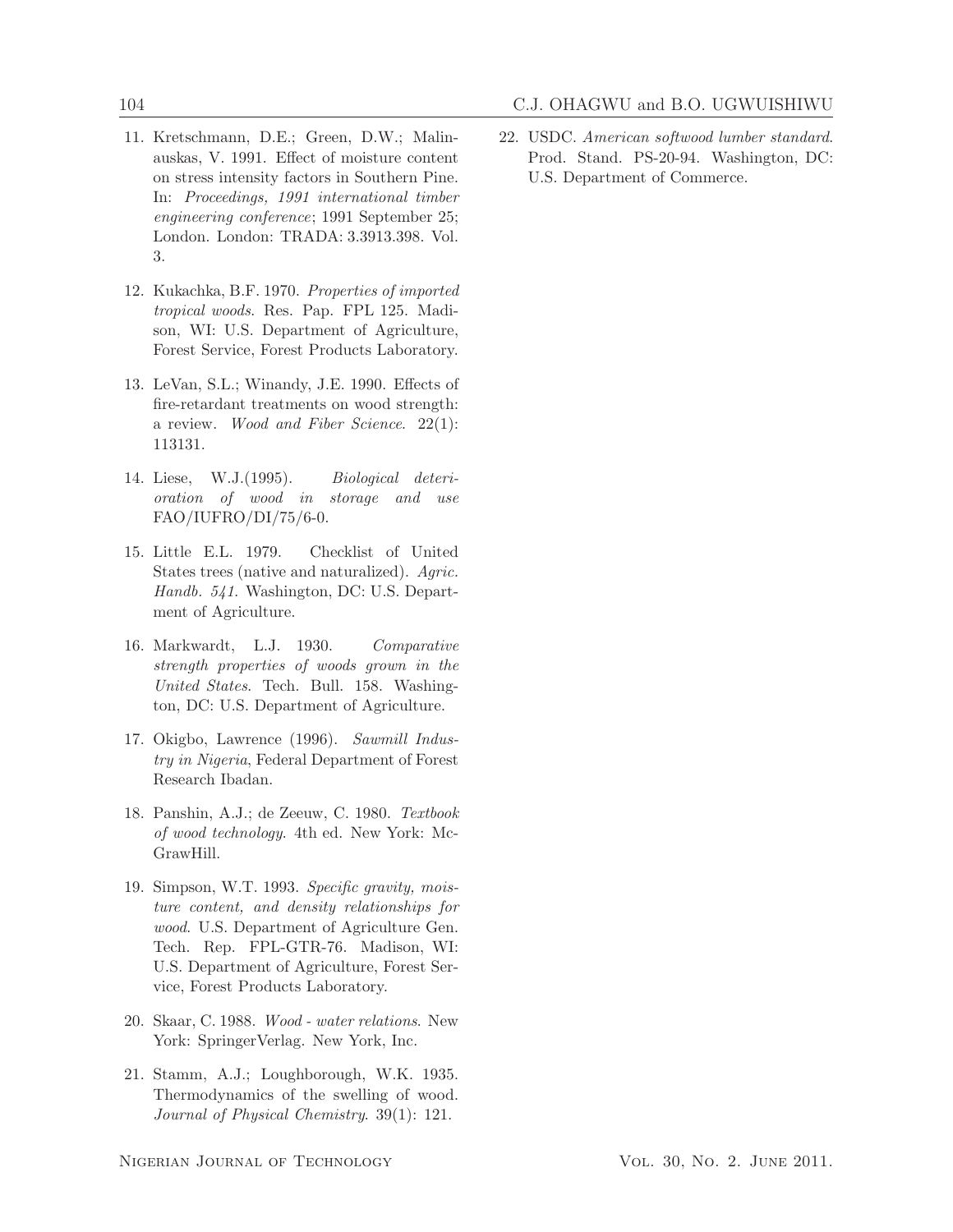11. Kretschmann, D.E.; Green, D.W.; Malinauskas, V. 1991. Effect of moisture content on stress intensity factors in Southern Pine. In: *Proceedings, 1991 international timber engineering conference*; 1991 September 25; London. London: TRADA: 3.3913.398. Vol. 3.

12. Kukachka, B.F. 1970. *Properties of imported tropical woods*. Res. Pap. FPL 125. Madison, WI: U.S. Department of Agriculture, Forest Service, Forest Products Laboratory.

13. LeVan, S.L.; Winandy, J.E. 1990. Effects of fire-retardant treatments on wood strength: a review. *Wood and Fiber Science*. 22(1): 113131.

14. Liese, W.J.(1995). *Biological deterioration of wood in storage and use* FAO/IUFRO/DI/75/6-0.

15. Little E.L. 1979. Checklist of United States trees (native and naturalized). *Agric. Handb. 541*. Washington, DC: U.S. Department of Agriculture.

16. Markwardt, L.J. 1930. *Comparative strength properties of woods grown in the United States*. Tech. Bull. 158. Washington, DC: U.S. Department of Agriculture.

17. Okigbo, Lawrence (1996). *Sawmill Industry in Nigeria*, Federal Department of Forest Research Ibadan.

18. Panshin, A.J.; de Zeeuw, C. 1980. *Textbook of wood technology*. 4th ed. New York: McGrawHill.

19. Simpson, W.T. 1993. *Specific gravity, moisture content, and density relationships for wood*. U.S. Department of Agriculture Gen. Tech. Rep. FPL-GTR-76. Madison, WI: U.S. Department of Agriculture, Forest Service, Forest Products Laboratory.

20. Skaar, C. 1988. *Wood - water relations*. New York: SpringerVerlag. New York, Inc.

21. Stamm, A.J.; Loughborough, W.K. 1935. Thermodynamics of the swelling of wood. *Journal of Physical Chemistry*. 39(1): 121.

22. USDC. *American softwood lumber standard*. Prod. Stand. PS-20-94. Washington, DC: U.S. Department of Commerce.